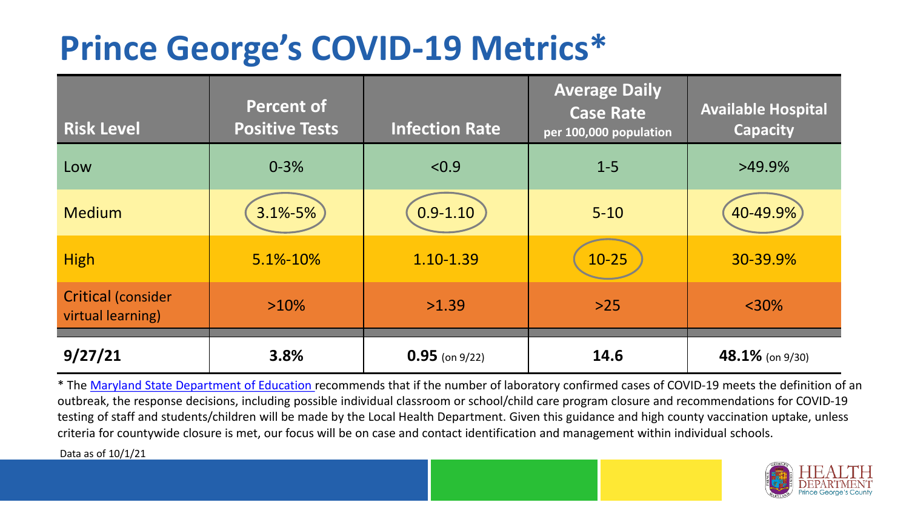# Prince George's COVID-19 Metrics*

| Risk Level | Percent of Positive Tests | Infection Rate | Average Daily Case Rate per 100,000 population | Available Hospital Capacity |
|---|---|---|---|---|
| Low | 0-3% | <0.9 | 1-5 | >49.9% |
| Medium | 3.1%-5% | 0.9-1.10 | 5-10 | 40-49.9% |
| High | 5.1%-10% | 1.10-1.39 | 10-25 | 30-39.9% |
| Critical (consider virtual learning) | >10% | >1.39 | >25 | <30% |
| **9/27/21** | **3.8%** | **0.95** (on 9/22) | **14.6** | **48.1%** (on 9/30) |

* The Maryland State Department of Education recommends that if the number of laboratory confirmed cases of COVID-19 meets the definition of an outbreak, the response decisions, including possible individual classroom or school/child care program closure and recommendations for COVID-19 testing of staff and students/children will be made by the Local Health Department. Given this guidance and high county vaccination uptake, unless criteria for countywide closure is met, our focus will be on case and contact identification and management within individual schools.

Data as of 10/1/21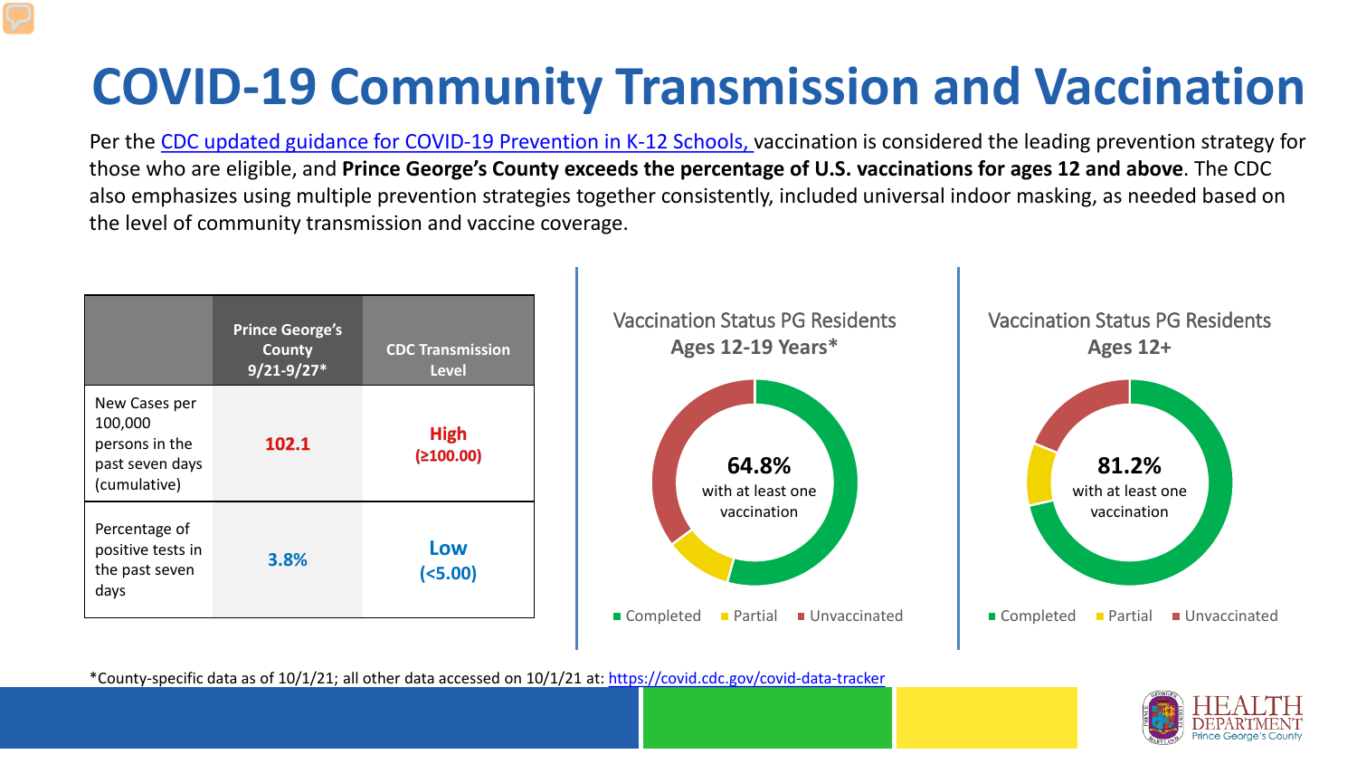# COVID-19 Community Transmission and Vaccination

Per the CDC updated guidance for COVID-19 Prevention in K-12 Schools, vaccination is considered the leading prevention strategy for those who are eligible, and **Prince George's County exceeds the percentage of U.S. vaccinations for ages 12 and above**. The CDC also emphasizes using multiple prevention strategies together consistently, included universal indoor masking, as needed based on the level of community transmission and vaccine coverage.

| | Prince George's County 9/21-9/27* | CDC Transmission Level |
|---|---|---|
| New Cases per 100,000 persons in the past seven days (cumulative) | **102.1** | **High (≥100.00)** |
| Percentage of positive tests in the past seven days | **3.8%** | **Low (<5.00)** |

Vaccination Status PG Residents
**Ages 12-19 Years***

**64.8%** with at least one vaccination

Completed | Partial | Unvaccinated

Vaccination Status PG Residents
**Ages 12+**

**81.2%** with at least one vaccination

Completed | Partial | Unvaccinated

*County-specific data as of 10/1/21; all other data accessed on 10/1/21 at: https://covid.cdc.gov/covid-data-tracker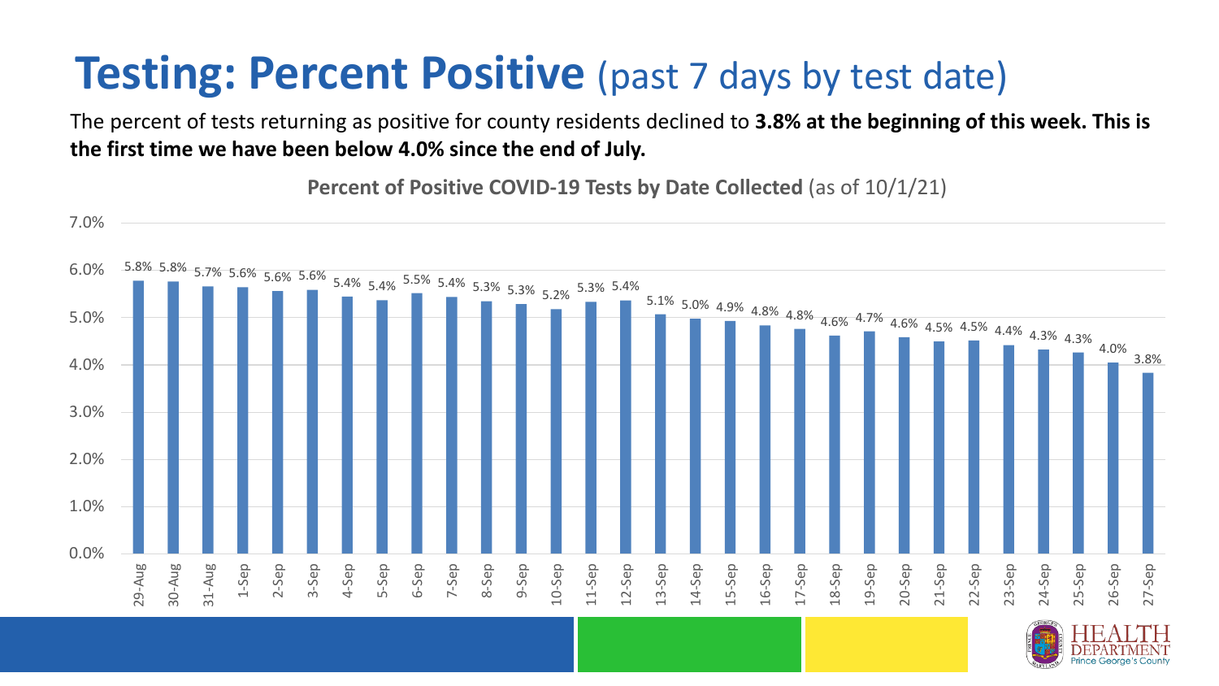# **Testing: Percent Positive** (past 7 days by test date)

The percent of tests returning as positive for county residents declined to **3.8% at the beginning of this week. This is the first time we have been below 4.0% since the end of July.**

**Percent of Positive COVID-19 Tests by Date Collected** (as of 10/1/21)

| Date | Percent Positive |
|---|---|
| 29-Aug | 5.8% |
| 30-Aug | 5.8% |
| 31-Aug | 5.7% |
| 1-Sep | 5.6% |
| 2-Sep | 5.6% |
| 3-Sep | 5.6% |
| 4-Sep | 5.4% |
| 5-Sep | 5.4% |
| 6-Sep | 5.5% |
| 7-Sep | 5.4% |
| 8-Sep | 5.3% |
| 9-Sep | 5.3% |
| 10-Sep | 5.2% |
| 11-Sep | 5.3% |
| 12-Sep | 5.4% |
| 13-Sep | 5.1% |
| 14-Sep | 5.0% |
| 15-Sep | 4.9% |
| 16-Sep | 4.8% |
| 17-Sep | 4.8% |
| 18-Sep | 4.6% |
| 19-Sep | 4.7% |
| 20-Sep | 4.6% |
| 21-Sep | 4.5% |
| 22-Sep | 4.5% |
| 23-Sep | 4.4% |
| 24-Sep | 4.3% |
| 25-Sep | 4.3% |
| 26-Sep | 4.0% |
| 27-Sep | 3.8% |

HEALTH DEPARTMENT Prince George's County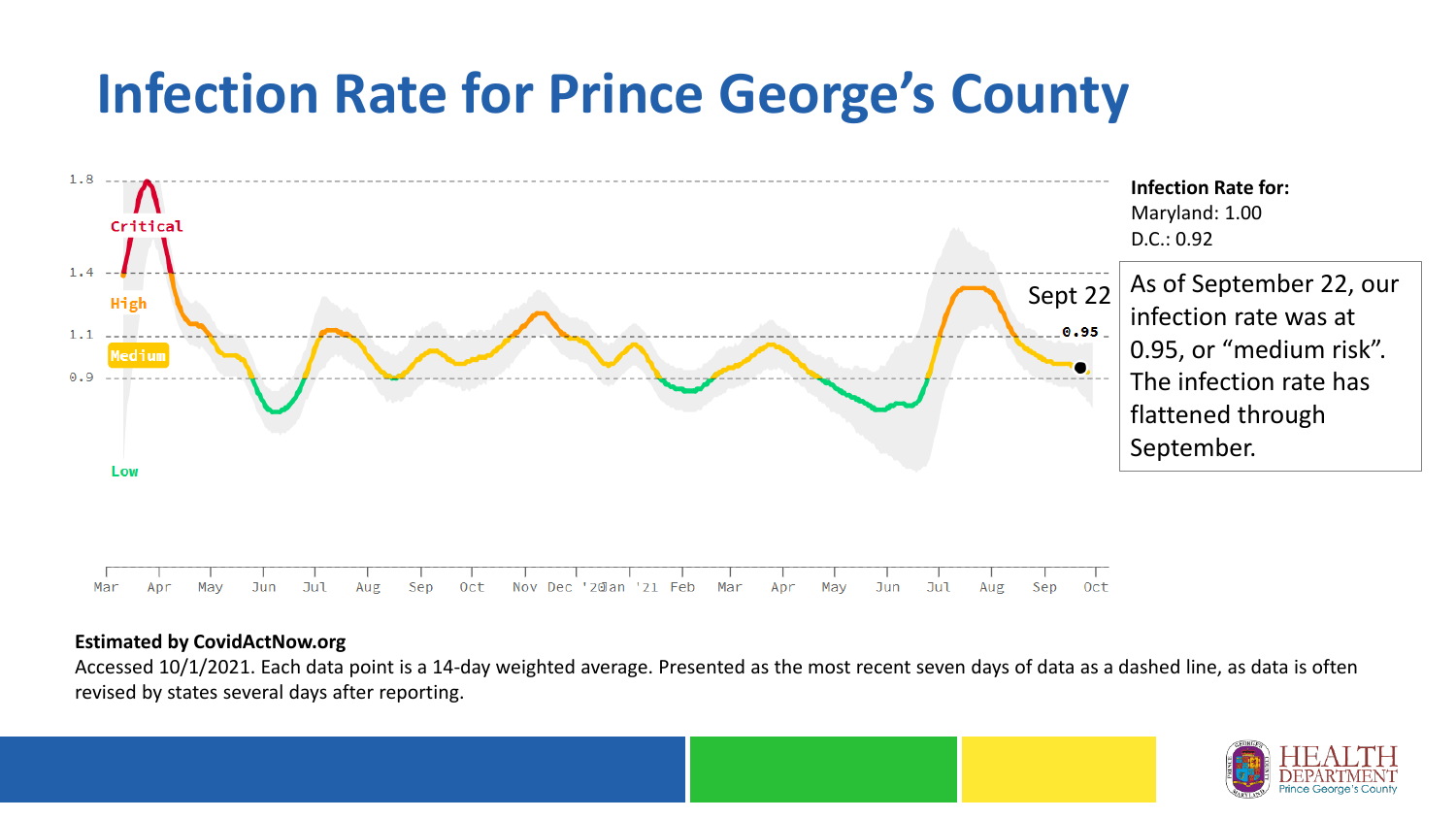# Infection Rate for Prince George's County

1.8

Critical

1.4

High

1.1

Medium

0.9

Low

Mar Apr May Jun Jul Aug Sep Oct Nov Dec '20 Jan '21 Feb Mar Apr May Jun Jul Aug Sep Oct

Sept 22

0.95

**Infection Rate for:**
Maryland: 1.00
D.C.: 0.92

As of September 22, our infection rate was at 0.95, or "medium risk". The infection rate has flattened through September.

**Estimated by CovidActNow.org**

Accessed 10/1/2021. Each data point is a 14-day weighted average. Presented as the most recent seven days of data as a dashed line, as data is often revised by states several days after reporting.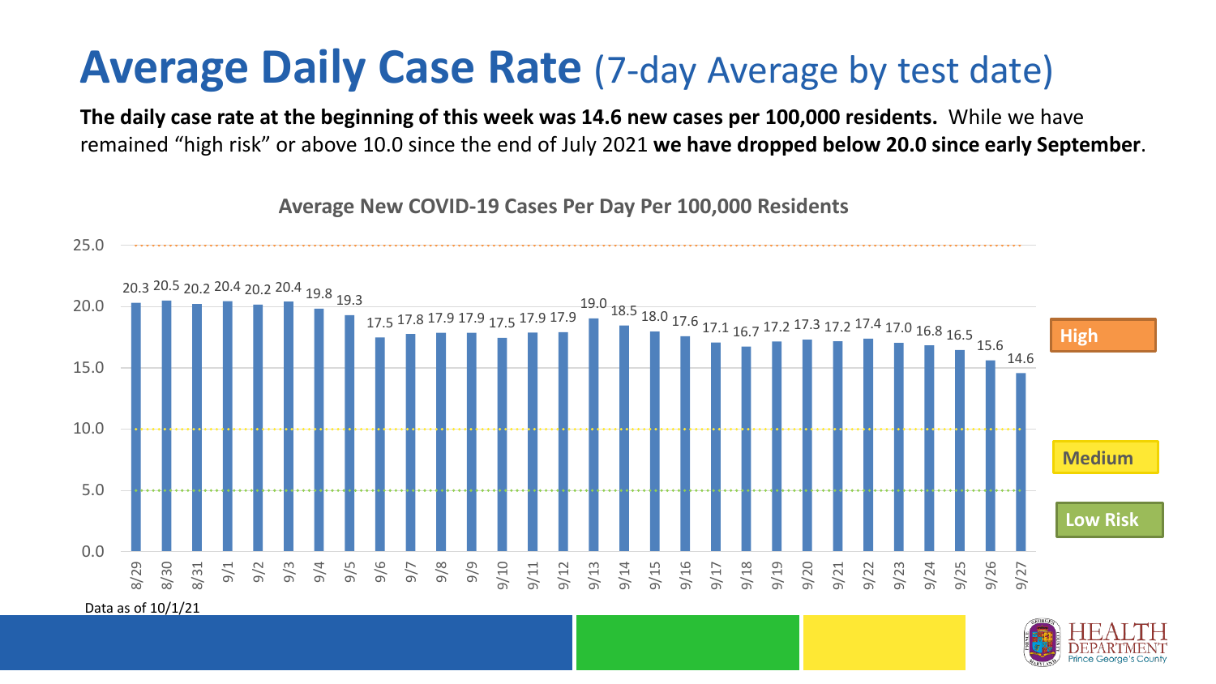# **Average Daily Case Rate** (7-day Average by test date)

**The daily case rate at the beginning of this week was 14.6 new cases per 100,000 residents.** While we have remained "high risk" or above 10.0 since the end of July 2021 **we have dropped below 20.0 since early September**.

**Average New COVID-19 Cases Per Day Per 100,000 Residents**

| Date | Cases per 100,000 |
| --- | --- |
| 8/29 | 20.3 |
| 8/30 | 20.5 |
| 8/31 | 20.2 |
| 9/1 | 20.4 |
| 9/2 | 20.2 |
| 9/3 | 20.4 |
| 9/4 | 19.8 |
| 9/5 | 19.3 |
| 9/6 | 17.5 |
| 9/7 | 17.8 |
| 9/8 | 17.9 |
| 9/9 | 17.9 |
| 9/10 | 17.5 |
| 9/11 | 17.9 |
| 9/12 | 17.9 |
| 9/13 | 19.0 |
| 9/14 | 18.5 |
| 9/15 | 18.0 |
| 9/16 | 17.6 |
| 9/17 | 17.1 |
| 9/18 | 16.7 |
| 9/19 | 17.2 |
| 9/20 | 17.3 |
| 9/21 | 17.2 |
| 9/22 | 17.4 |
| 9/23 | 17.0 |
| 9/24 | 16.8 |
| 9/25 | 16.5 |
| 9/26 | 15.6 |
| 9/27 | 14.6 |

High

Medium

Low Risk

Data as of 10/1/21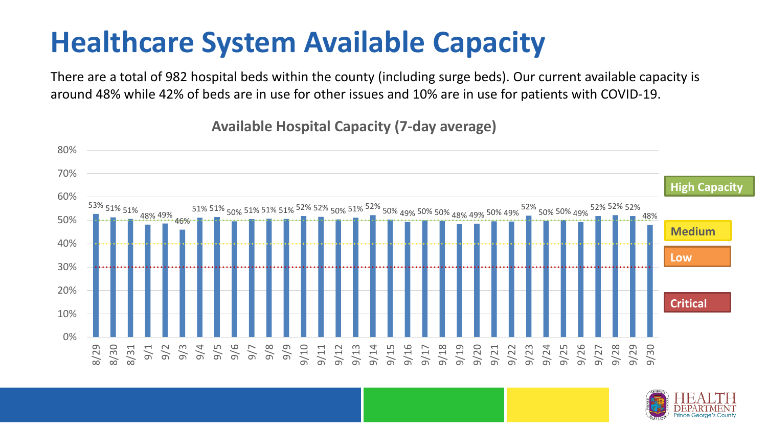# Healthcare System Available Capacity

There are a total of 982 hospital beds within the county (including surge beds). Our current available capacity is around 48% while 42% of beds are in use for other issues and 10% are in use for patients with COVID-19.

**Available Hospital Capacity (7-day average)**

80%
70%
60%
50%
40%
30%
20%
10%
0%

53% 51% 51% 48% 49% 46% 51% 51% 50% 51% 51% 51% 52% 52% 50% 51% 52% 50% 49% 50% 50% 48% 49% 50% 49% 52% 50% 50% 49% 52% 52% 52% 48%

8/29 8/30 8/31 9/1 9/2 9/3 9/4 9/5 9/6 9/7 9/8 9/9 9/10 9/11 9/12 9/13 9/14 9/15 9/16 9/17 9/18 9/19 9/20 9/21 9/22 9/23 9/24 9/25 9/26 9/27 9/28 9/29 9/30

High Capacity

Medium

Low

Critical

HEALTH DEPARTMENT
Prince George's County